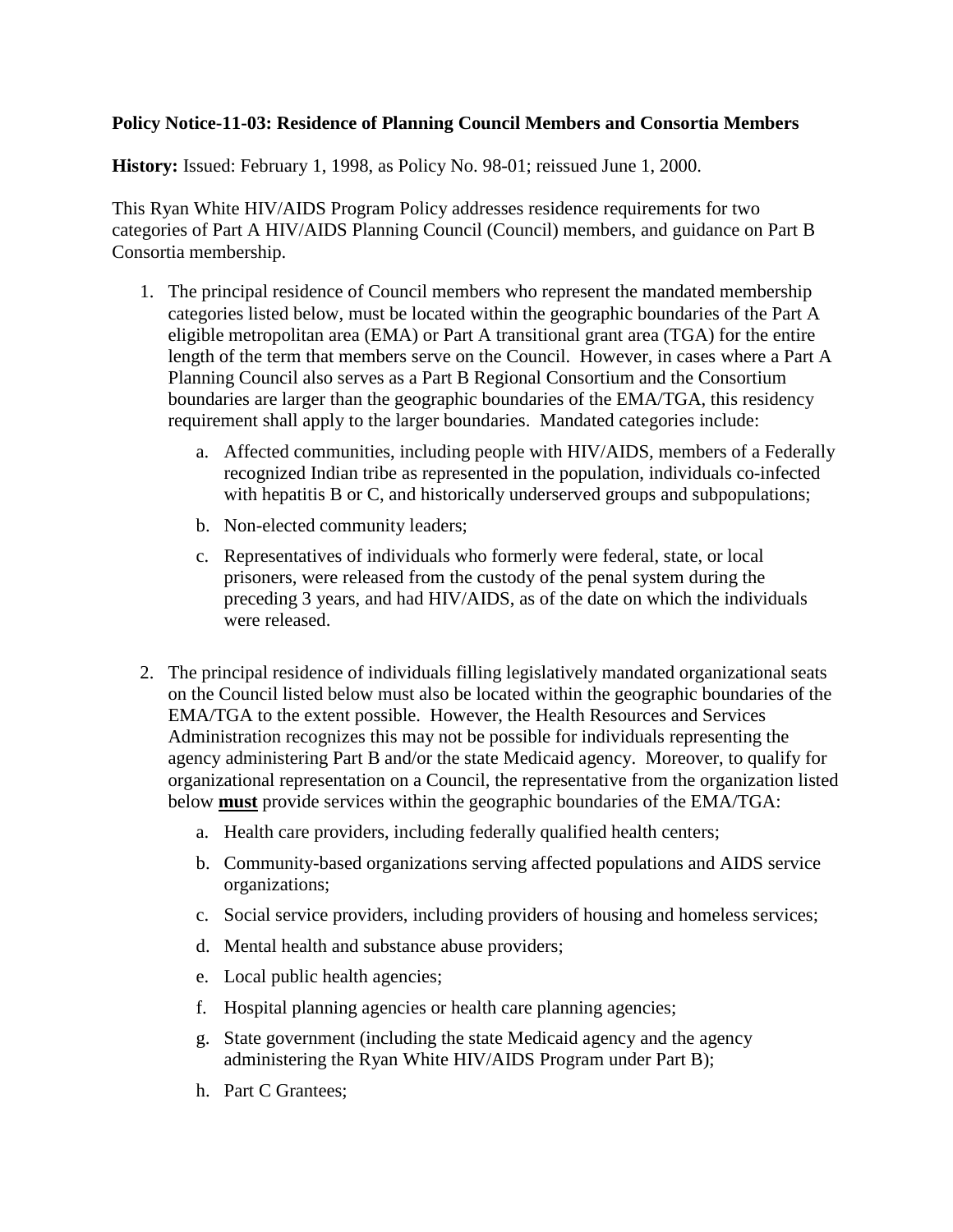**Policy Notice-11-03: Residence of Planning Council Members and Consortia Members**

**History:** Issued: February 1, 1998, as Policy No. 98-01; reissued June 1, 2000.

This Ryan White HIV/AIDS Program Policy addresses residence requirements for two categories of Part A HIV/AIDS Planning Council (Council) members, and guidance on Part B Consortia membership.

1. The principal residence of Council members who represent the mandated membership categories listed below, must be located within the geographic boundaries of the Part A eligible metropolitan area (EMA) or Part A transitional grant area (TGA) for the entire length of the term that members serve on the Council. However, in cases where a Part A Planning Council also serves as a Part B Regional Consortium and the Consortium boundaries are larger than the geographic boundaries of the EMA/TGA, this residency requirement shall apply to the larger boundaries. Mandated categories include:
    a. Affected communities, including people with HIV/AIDS, members of a Federally recognized Indian tribe as represented in the population, individuals co-infected with hepatitis B or C, and historically underserved groups and subpopulations;
    b. Non-elected community leaders;
    c. Representatives of individuals who formerly were federal, state, or local prisoners, were released from the custody of the penal system during the preceding 3 years, and had HIV/AIDS, as of the date on which the individuals were released.

2. The principal residence of individuals filling legislatively mandated organizational seats on the Council listed below must also be located within the geographic boundaries of the EMA/TGA to the extent possible. However, the Health Resources and Services Administration recognizes this may not be possible for individuals representing the agency administering Part B and/or the state Medicaid agency. Moreover, to qualify for organizational representation on a Council, the representative from the organization listed below <u>**must**</u> provide services within the geographic boundaries of the EMA/TGA:
    a. Health care providers, including federally qualified health centers;
    b. Community-based organizations serving affected populations and AIDS service organizations;
    c. Social service providers, including providers of housing and homeless services;
    d. Mental health and substance abuse providers;
    e. Local public health agencies;
    f. Hospital planning agencies or health care planning agencies;
    g. State government (including the state Medicaid agency and the agency administering the Ryan White HIV/AIDS Program under Part B);
    h. Part C Grantees;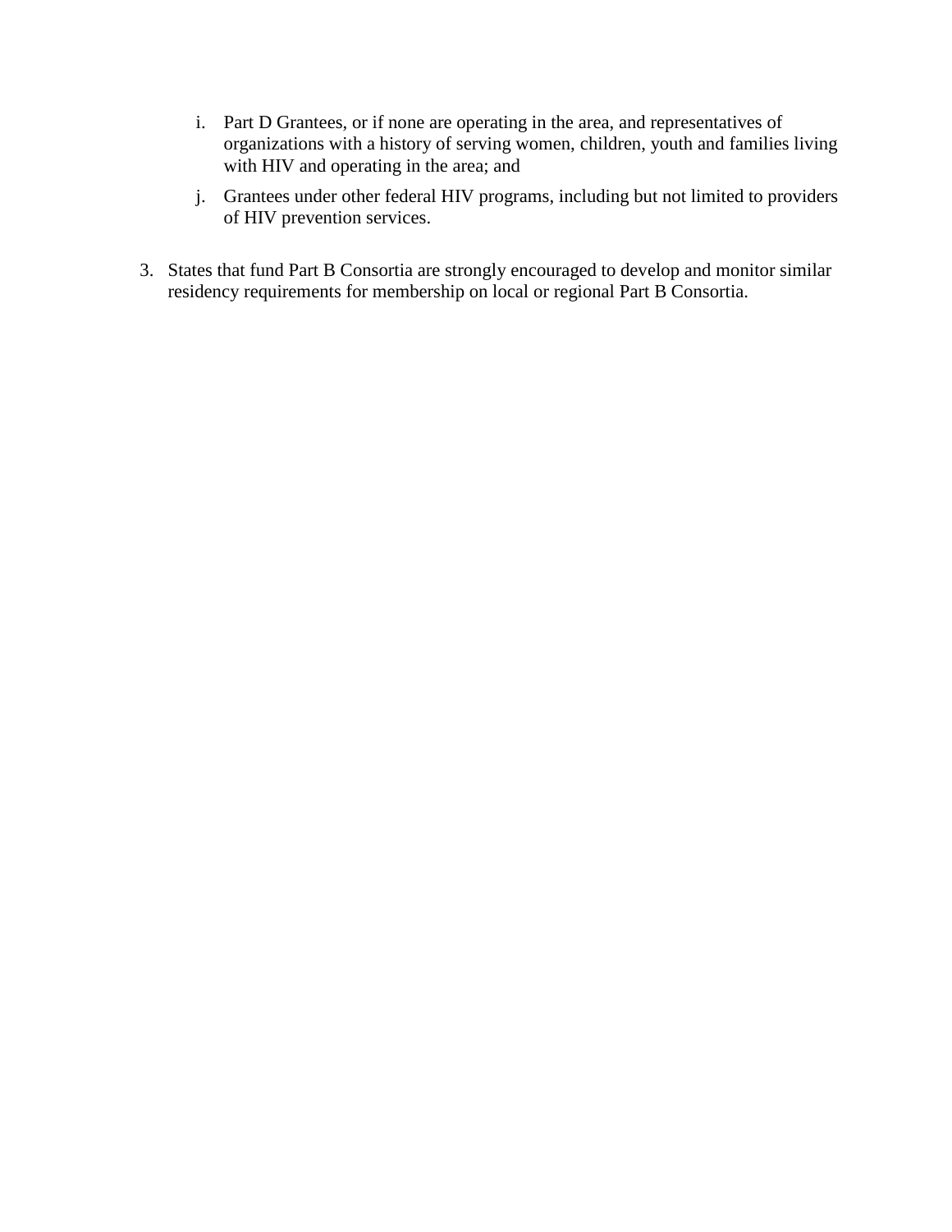i. Part D Grantees, or if none are operating in the area, and representatives of organizations with a history of serving women, children, youth and families living with HIV and operating in the area; and

   j. Grantees under other federal HIV programs, including but not limited to providers of HIV prevention services.

3. States that fund Part B Consortia are strongly encouraged to develop and monitor similar residency requirements for membership on local or regional Part B Consortia.